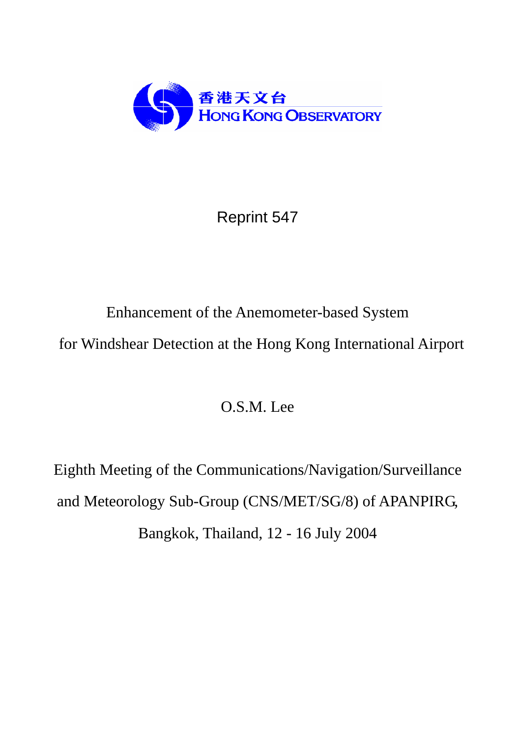香港天文台
HONG KONG OBSERVATORY

Reprint 547

# Enhancement of the Anemometer-based System for Windshear Detection at the Hong Kong International Airport

O.S.M. Lee

Eighth Meeting of the Communications/Navigation/Surveillance and Meteorology Sub-Group (CNS/MET/SG/8) of APANPIRG, Bangkok, Thailand, 12 - 16 July 2004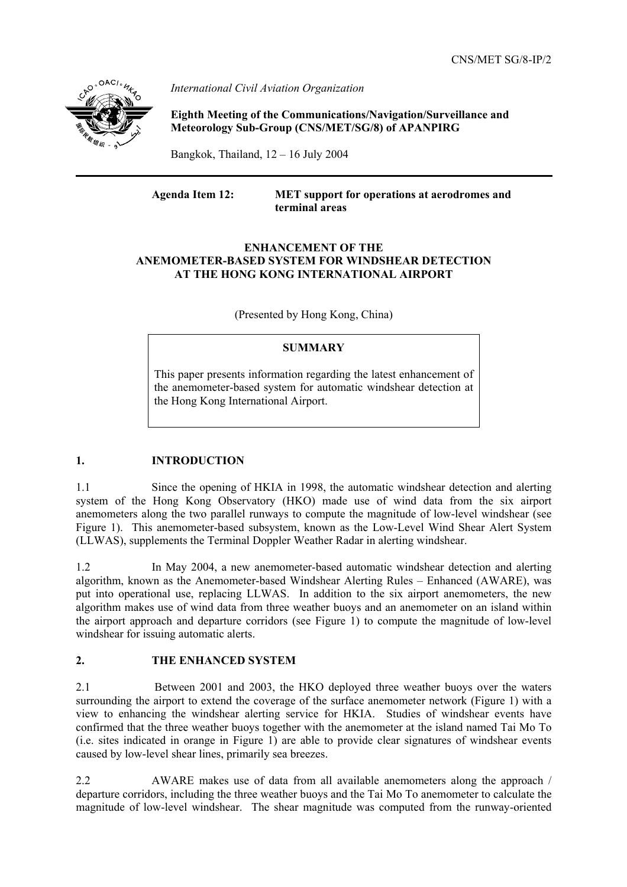CNS/MET SG/8-IP/2

*International Civil Aviation Organization*

**Eighth Meeting of the Communications/Navigation/Surveillance and Meteorology Sub-Group (CNS/MET/SG/8) of APANPIRG**

Bangkok, Thailand, 12 – 16 July 2004

**Agenda Item 12: MET support for operations at aerodromes and terminal areas**

**ENHANCEMENT OF THE ANEMOMETER-BASED SYSTEM FOR WINDSHEAR DETECTION AT THE HONG KONG INTERNATIONAL AIRPORT**

(Presented by Hong Kong, China)

**SUMMARY**

This paper presents information regarding the latest enhancement of the anemometer-based system for automatic windshear detection at the Hong Kong International Airport.

## 1. INTRODUCTION

1.1 Since the opening of HKIA in 1998, the automatic windshear detection and alerting system of the Hong Kong Observatory (HKO) made use of wind data from the six airport anemometers along the two parallel runways to compute the magnitude of low-level windshear (see Figure 1). This anemometer-based subsystem, known as the Low-Level Wind Shear Alert System (LLWAS), supplements the Terminal Doppler Weather Radar in alerting windshear.

1.2 In May 2004, a new anemometer-based automatic windshear detection and alerting algorithm, known as the Anemometer-based Windshear Alerting Rules – Enhanced (AWARE), was put into operational use, replacing LLWAS. In addition to the six airport anemometers, the new algorithm makes use of wind data from three weather buoys and an anemometer on an island within the airport approach and departure corridors (see Figure 1) to compute the magnitude of low-level windshear for issuing automatic alerts.

## 2. THE ENHANCED SYSTEM

2.1 Between 2001 and 2003, the HKO deployed three weather buoys over the waters surrounding the airport to extend the coverage of the surface anemometer network (Figure 1) with a view to enhancing the windshear alerting service for HKIA. Studies of windshear events have confirmed that the three weather buoys together with the anemometer at the island named Tai Mo To (i.e. sites indicated in orange in Figure 1) are able to provide clear signatures of windshear events caused by low-level shear lines, primarily sea breezes.

2.2 AWARE makes use of data from all available anemometers along the approach / departure corridors, including the three weather buoys and the Tai Mo To anemometer to calculate the magnitude of low-level windshear. The shear magnitude was computed from the runway-oriented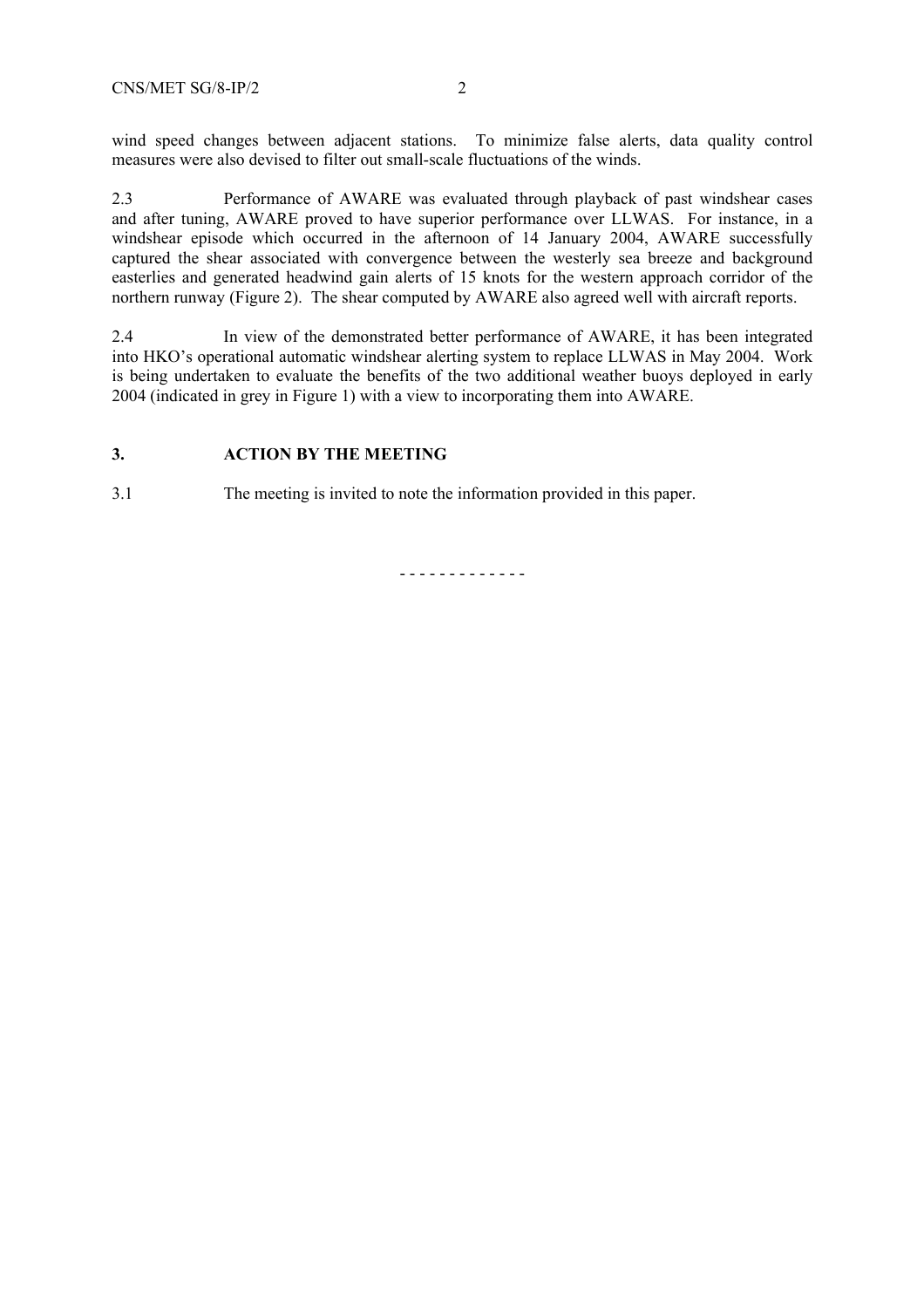wind speed changes between adjacent stations. To minimize false alerts, data quality control measures were also devised to filter out small-scale fluctuations of the winds.

2.3 Performance of AWARE was evaluated through playback of past windshear cases and after tuning, AWARE proved to have superior performance over LLWAS. For instance, in a windshear episode which occurred in the afternoon of 14 January 2004, AWARE successfully captured the shear associated with convergence between the westerly sea breeze and background easterlies and generated headwind gain alerts of 15 knots for the western approach corridor of the northern runway (Figure 2). The shear computed by AWARE also agreed well with aircraft reports.

2.4 In view of the demonstrated better performance of AWARE, it has been integrated into HKO's operational automatic windshear alerting system to replace LLWAS in May 2004. Work is being undertaken to evaluate the benefits of the two additional weather buoys deployed in early 2004 (indicated in grey in Figure 1) with a view to incorporating them into AWARE.

## 3. ACTION BY THE MEETING

3.1 The meeting is invited to note the information provided in this paper.

\- - - - - - - - - - - - -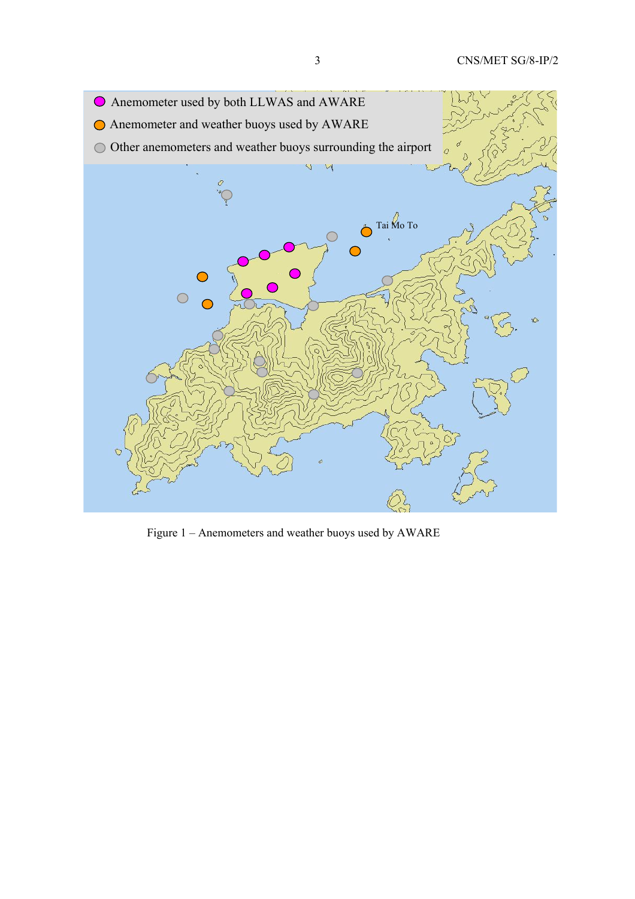Figure 1 – Anemometers and weather buoys used by AWARE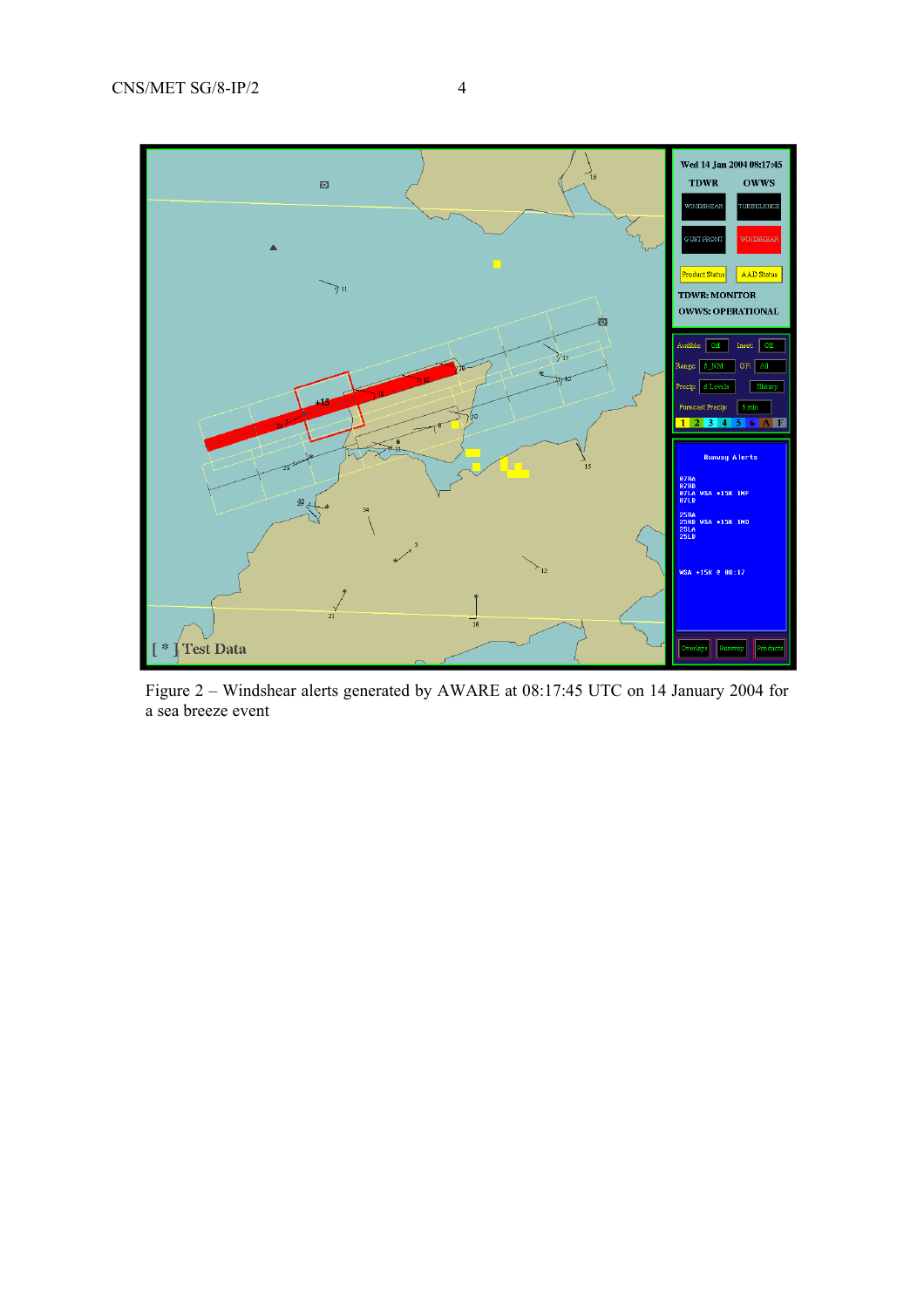Wed 14 Jan 2004 08:17:45

TDWR

OWWS

WINDSHEAR

TURBULENCE

GUST FRONT

WINDSHEAR

Product Status

AAD Status

TDWR: MONITOR

OWWS: OPERATIONAL

Audible: Off

Inset: Off

Range: 6_NM

GF: All

Precip: 6 Levels

History

Forecast Precip: 5 min

1 2 3 4 5 6 A F

Runway Alerts

07RA
07RD
07LA WSA +15K INF
07LD

25RA
25RD WSA +15K IND
25LA
25LD

WSA +15K @ 08:17

Overlays

Runway

Products

+15

[ * ] Test Data

Figure 2 – Windshear alerts generated by AWARE at 08:17:45 UTC on 14 January 2004 for a sea breeze event